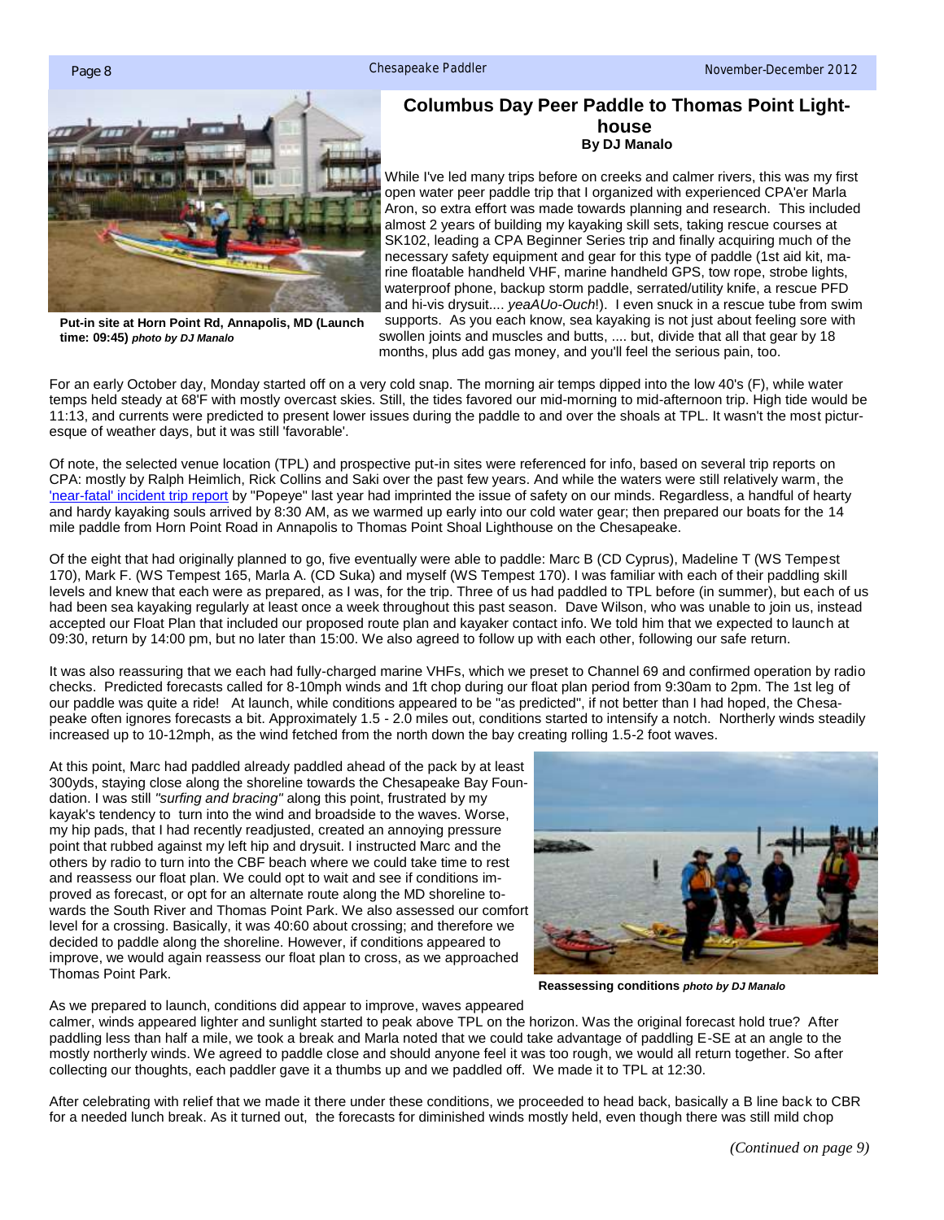Put-in site at Horn Point Rd, Annapolis, MD (Launch time: 09:45) *photo by DJ Manalo*

# Columbus Day Peer Paddle to Thomas Point Lighthouse

**By DJ Manalo**

While I've led many trips before on creeks and calmer rivers, this was my first open water peer paddle trip that I organized with experienced CPA'er Marla Aron, so extra effort was made towards planning and research. This included almost 2 years of building my kayaking skill sets, taking rescue courses at SK102, leading a CPA Beginner Series trip and finally acquiring much of the necessary safety equipment and gear for this type of paddle (1st aid kit, marine floatable handheld VHF, marine handheld GPS, tow rope, strobe lights, waterproof phone, backup storm paddle, serrated/utility knife, a rescue PFD and hi-vis drysuit.... *yeaAUo-Ouch*!). I even snuck in a rescue tube from swim supports. As you each know, sea kayaking is not just about feeling sore with swollen joints and muscles and butts, .... but, divide that all that gear by 18 months, plus add gas money, and you'll feel the serious pain, too.

For an early October day, Monday started off on a very cold snap. The morning air temps dipped into the low 40's (F), while water temps held steady at 68'F with mostly overcast skies. Still, the tides favored our mid-morning to mid-afternoon trip. High tide would be 11:13, and currents were predicted to present lower issues during the paddle to and over the shoals at TPL. It wasn't the most picturesque of weather days, but it was still 'favorable'.

Of note, the selected venue location (TPL) and prospective put-in sites were referenced for info, based on several trip reports on CPA: mostly by Ralph Heimlich, Rick Collins and Saki over the past few years. And while the waters were still relatively warm, the 'near-fatal' incident trip report by "Popeye" last year had imprinted the issue of safety on our minds. Regardless, a handful of hearty and hardy kayaking souls arrived by 8:30 AM, as we warmed up early into our cold water gear; then prepared our boats for the 14 mile paddle from Horn Point Road in Annapolis to Thomas Point Shoal Lighthouse on the Chesapeake.

Of the eight that had originally planned to go, five eventually were able to paddle: Marc B (CD Cyprus), Madeline T (WS Tempest 170), Mark F. (WS Tempest 165, Marla A. (CD Suka) and myself (WS Tempest 170). I was familiar with each of their paddling skill levels and knew that each were as prepared, as I was, for the trip. Three of us had paddled to TPL before (in summer), but each of us had been sea kayaking regularly at least once a week throughout this past season. Dave Wilson, who was unable to join us, instead accepted our Float Plan that included our proposed route plan and kayaker contact info. We told him that we expected to launch at 09:30, return by 14:00 pm, but no later than 15:00. We also agreed to follow up with each other, following our safe return.

It was also reassuring that we each had fully-charged marine VHFs, which we preset to Channel 69 and confirmed operation by radio checks. Predicted forecasts called for 8-10mph winds and 1ft chop during our float plan period from 9:30am to 2pm. The 1st leg of our paddle was quite a ride! At launch, while conditions appeared to be "as predicted", if not better than I had hoped, the Chesapeake often ignores forecasts a bit. Approximately 1.5 - 2.0 miles out, conditions started to intensify a notch. Northerly winds steadily increased up to 10-12mph, as the wind fetched from the north down the bay creating rolling 1.5-2 foot waves.

At this point, Marc had paddled already paddled ahead of the pack by at least 300yds, staying close along the shoreline towards the Chesapeake Bay Foundation. I was still *"surfing and bracing"* along this point, frustrated by my kayak's tendency to turn into the wind and broadside to the waves. Worse, my hip pads, that I had recently readjusted, created an annoying pressure point that rubbed against my left hip and drysuit. I instructed Marc and the others by radio to turn into the CBF beach where we could take time to rest and reassess our float plan. We could opt to wait and see if conditions improved as forecast, or opt for an alternate route along the MD shoreline towards the South River and Thomas Point Park. We also assessed our comfort level for a crossing. Basically, it was 40:60 about crossing; and therefore we decided to paddle along the shoreline. However, if conditions appeared to improve, we would again reassess our float plan to cross, as we approached Thomas Point Park.

**Reassessing conditions** *photo by DJ Manalo*

As we prepared to launch, conditions did appear to improve, waves appeared calmer, winds appeared lighter and sunlight started to peak above TPL on the horizon. Was the original forecast hold true? After paddling less than half a mile, we took a break and Marla noted that we could take advantage of paddling E-SE at an angle to the mostly northerly winds. We agreed to paddle close and should anyone feel it was too rough, we would all return together. So after collecting our thoughts, each paddler gave it a thumbs up and we paddled off. We made it to TPL at 12:30.

After celebrating with relief that we made it there under these conditions, we proceeded to head back, basically a B line back to CBR for a needed lunch break. As it turned out, the forecasts for diminished winds mostly held, even though there was still mild chop

*(Continued on page 9)*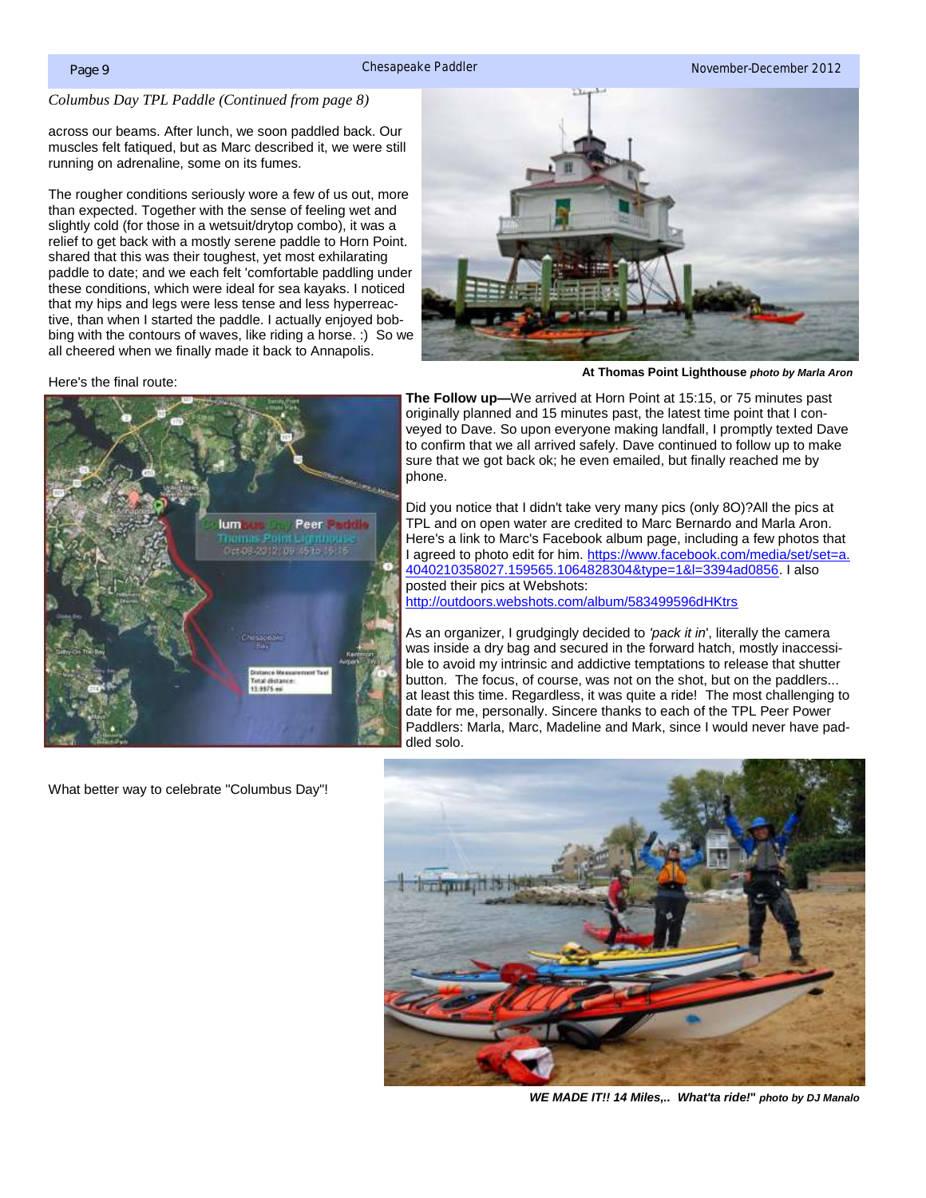*Columbus Day TPL Paddle (Continued from page 8)*

across our beams. After lunch, we soon paddled back. Our muscles felt fatiqued, but as Marc described it, we were still running on adrenaline, some on its fumes.

The rougher conditions seriously wore a few of us out, more than expected. Together with the sense of feeling wet and slightly cold (for those in a wetsuit/drytop combo), it was a relief to get back with a mostly serene paddle to Horn Point. shared that this was their toughest, yet most exhilarating paddle to date; and we each felt 'comfortable paddling under these conditions, which were ideal for sea kayaks. I noticed that my hips and legs were less tense and less hyperreactive, than when I started the paddle. I actually enjoyed bobbing with the contours of waves, like riding a horse. :) So we all cheered when we finally made it back to Annapolis.

**At Thomas Point Lighthouse** ***photo by Marla Aron***

Here's the final route:

Columbus Day Peer Paddle
Thomas Point Lighthouse
Oct-08-2012; 09:45 to 15:15

Distance Measurement Tool
Total distance:
13.9975 mi

**The Follow up—**We arrived at Horn Point at 15:15, or 75 minutes past originally planned and 15 minutes past, the latest time point that I conveyed to Dave. So upon everyone making landfall, I promptly texted Dave to confirm that we all arrived safely. Dave continued to follow up to make sure that we got back ok; he even emailed, but finally reached me by phone.

Did you notice that I didn't take very many pics (only 8O)?All the pics at TPL and on open water are credited to Marc Bernardo and Marla Aron. Here's a link to Marc's Facebook album page, including a few photos that I agreed to photo edit for him. https://www.facebook.com/media/set/set=a.4040210358027.159565.1064828304&type=1&l=3394ad0856. I also posted their pics at Webshots: http://outdoors.webshots.com/album/583499596dHKtrs

As an organizer, I grudgingly decided to *'pack it in*', literally the camera was inside a dry bag and secured in the forward hatch, mostly inaccessible to avoid my intrinsic and addictive temptations to release that shutter button. The focus, of course, was not on the shot, but on the paddlers... at least this time. Regardless, it was quite a ride! The most challenging to date for me, personally. Sincere thanks to each of the TPL Peer Power Paddlers: Marla, Marc, Madeline and Mark, since I would never have paddled solo.

What better way to celebrate "Columbus Day"!

***WE MADE IT!! 14 Miles,.. What'ta ride!"*** ***photo by DJ Manalo***